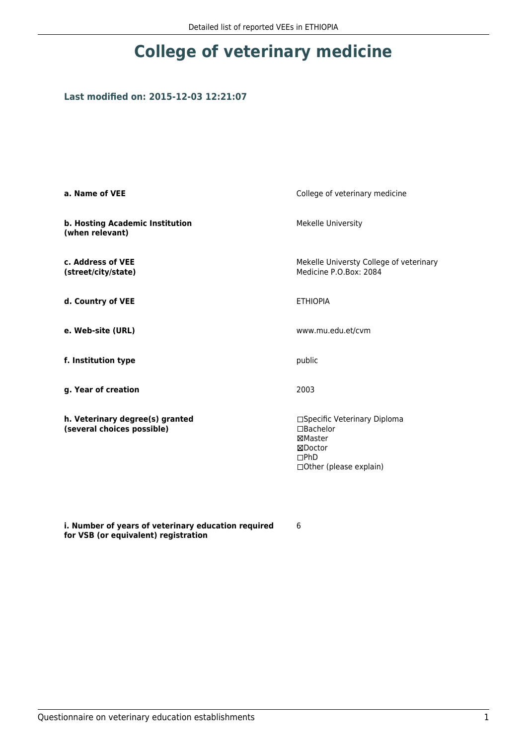# College of veterinary medicine

### Last modified on: 2015-12-03 12:21:07

| | |
|---|---|
| **a. Name of VEE** | College of veterinary medicine |
| **b. Hosting Academic Institution (when relevant)** | Mekelle University |
| **c. Address of VEE (street/city/state)** | Mekelle Universty College of veterinary Medicine P.O.Box: 2084 |
| **d. Country of VEE** | ETHIOPIA |
| **e. Web-site (URL)** | www.mu.edu.et/cvm |
| **f. Institution type** | public |
| **g. Year of creation** | 2003 |
| **h. Veterinary degree(s) granted (several choices possible)** | ☐Specific Veterinary Diploma<br>☐Bachelor<br>☒Master<br>☒Doctor<br>☐PhD<br>☐Other (please explain) |
| **i. Number of years of veterinary education required for VSB (or equivalent) registration** | 6 |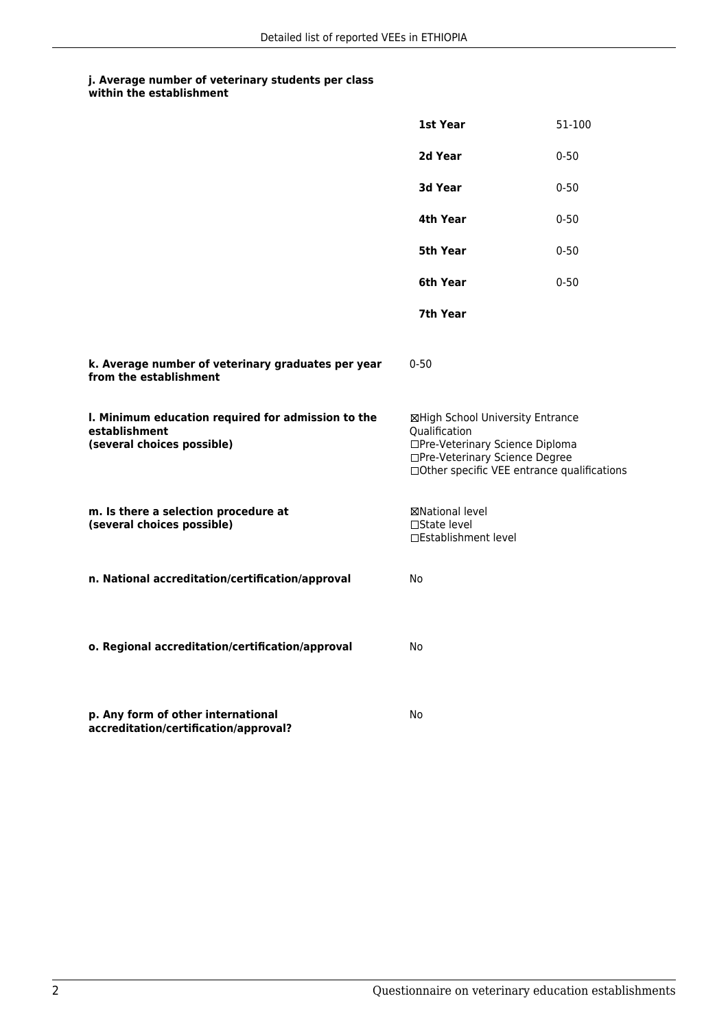**j. Average number of veterinary students per class within the establishment**

| | |
|---|---|
| **1st Year** | 51-100 |
| **2d Year** | 0-50 |
| **3d Year** | 0-50 |
| **4th Year** | 0-50 |
| **5th Year** | 0-50 |
| **6th Year** | 0-50 |
| **7th Year** | |

**k. Average number of veterinary graduates per year from the establishment**

0-50

**l. Minimum education required for admission to the establishment (several choices possible)**

☒High School University Entrance Qualification
☐Pre-Veterinary Science Diploma
☐Pre-Veterinary Science Degree
☐Other specific VEE entrance qualifications

**m. Is there a selection procedure at (several choices possible)**

☒National level
☐State level
☐Establishment level

**n. National accreditation/certification/approval**

No

**o. Regional accreditation/certification/approval**

No

**p. Any form of other international accreditation/certification/approval?**

No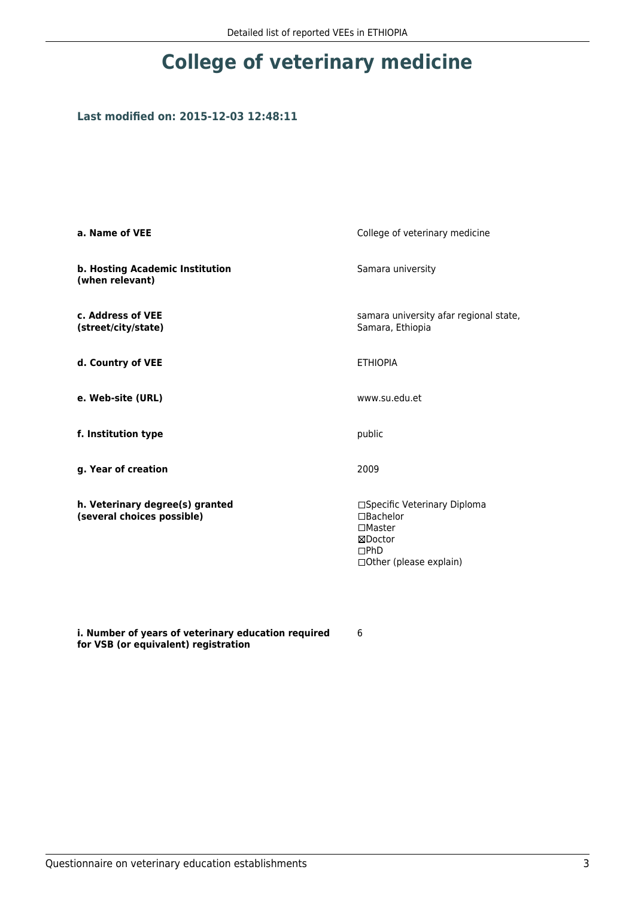# College of veterinary medicine

### Last modified on: 2015-12-03 12:48:11

| | |
|---|---|
| **a. Name of VEE** | College of veterinary medicine |
| **b. Hosting Academic Institution (when relevant)** | Samara university |
| **c. Address of VEE (street/city/state)** | samara university afar regional state, Samara, Ethiopia |
| **d. Country of VEE** | ETHIOPIA |
| **e. Web-site (URL)** | www.su.edu.et |
| **f. Institution type** | public |
| **g. Year of creation** | 2009 |
| **h. Veterinary degree(s) granted (several choices possible)** | ☐Specific Veterinary Diploma<br>☐Bachelor<br>☐Master<br>☒Doctor<br>☐PhD<br>☐Other (please explain) |
| **i. Number of years of veterinary education required for VSB (or equivalent) registration** | 6 |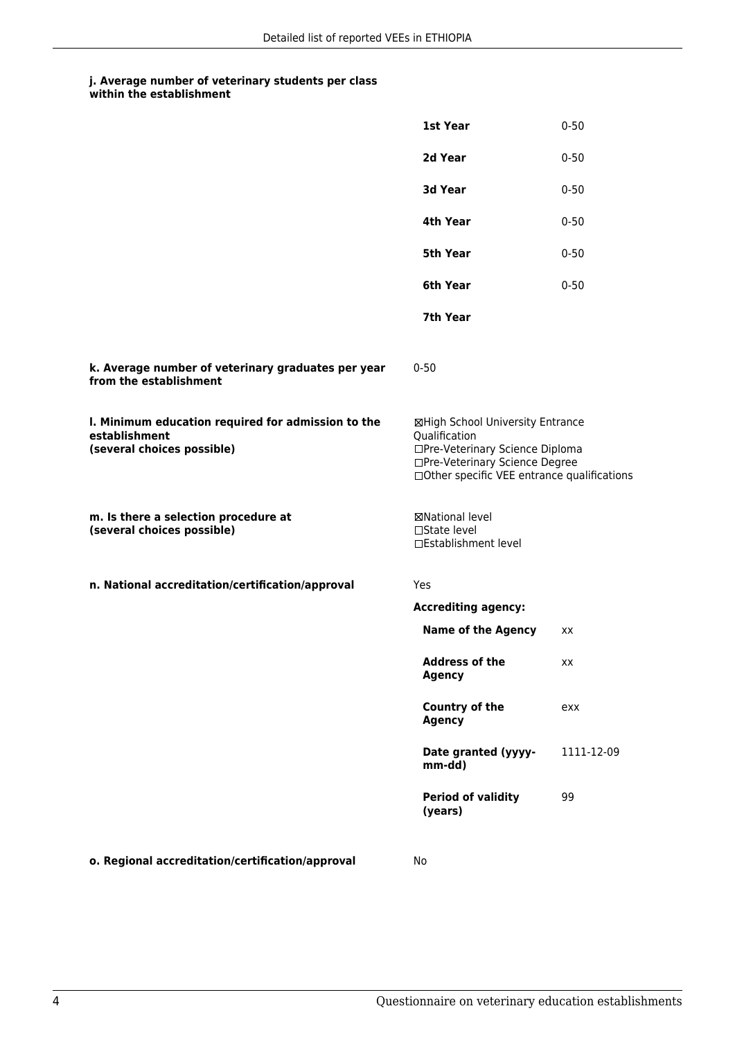**j. Average number of veterinary students per class within the establishment**

| | |
|---|---|
| **1st Year** | 0-50 |
| **2d Year** | 0-50 |
| **3d Year** | 0-50 |
| **4th Year** | 0-50 |
| **5th Year** | 0-50 |
| **6th Year** | 0-50 |
| **7th Year** | |

**k. Average number of veterinary graduates per year from the establishment**

0-50

**l. Minimum education required for admission to the establishment (several choices possible)**

☒High School University Entrance Qualification
☐Pre-Veterinary Science Diploma
☐Pre-Veterinary Science Degree
☐Other specific VEE entrance qualifications

**m. Is there a selection procedure at (several choices possible)**

☒National level
☐State level
☐Establishment level

**n. National accreditation/certification/approval**

Yes

**Accrediting agency:**

| | |
|---|---|
| **Name of the Agency** | xx |
| **Address of the Agency** | xx |
| **Country of the Agency** | exx |
| **Date granted (yyyy-mm-dd)** | 1111-12-09 |
| **Period of validity (years)** | 99 |

**o. Regional accreditation/certification/approval**

No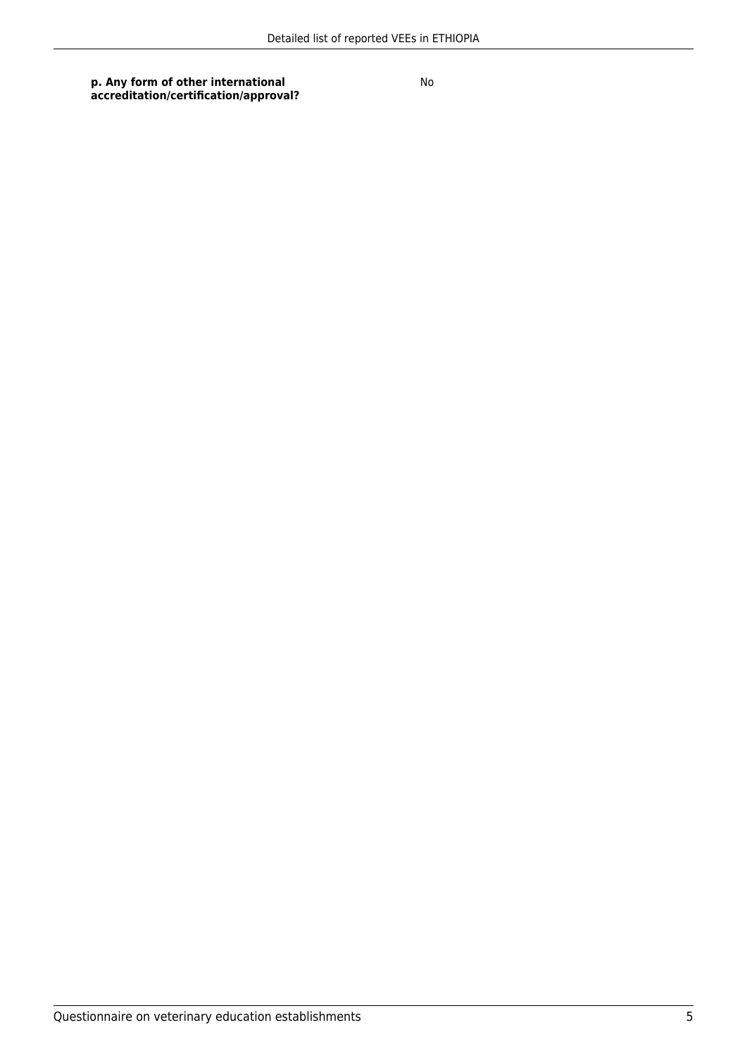| | |
|---|---|
| **p. Any form of other international accreditation/certification/approval?** | No |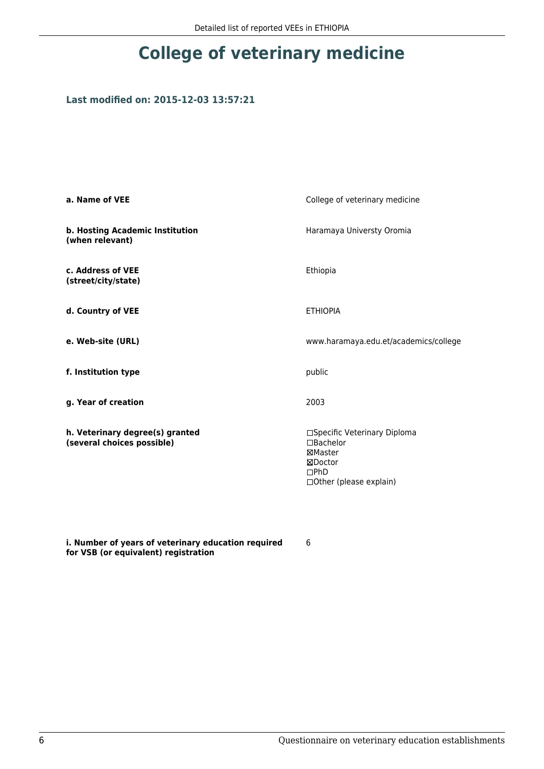# College of veterinary medicine

### Last modified on: 2015-12-03 13:57:21

| | |
|---|---|
| **a. Name of VEE** | College of veterinary medicine |
| **b. Hosting Academic Institution (when relevant)** | Haramaya Universty Oromia |
| **c. Address of VEE (street/city/state)** | Ethiopia |
| **d. Country of VEE** | ETHIOPIA |
| **e. Web-site (URL)** | www.haramaya.edu.et/academics/college |
| **f. Institution type** | public |
| **g. Year of creation** | 2003 |
| **h. Veterinary degree(s) granted (several choices possible)** | ☐Specific Veterinary Diploma<br>☐Bachelor<br>☒Master<br>☒Doctor<br>☐PhD<br>☐Other (please explain) |
| **i. Number of years of veterinary education required for VSB (or equivalent) registration** | 6 |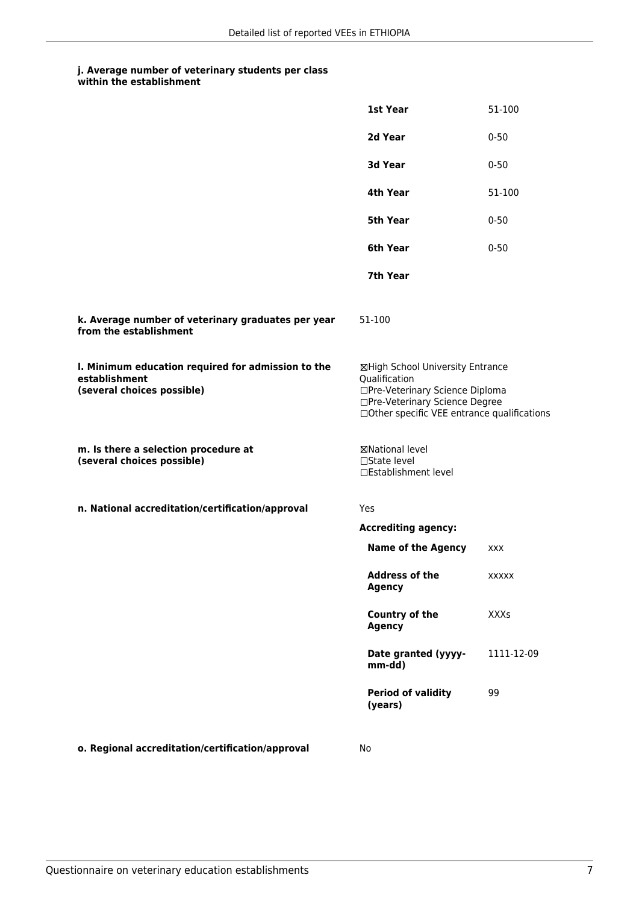**j. Average number of veterinary students per class within the establishment**

| | |
|---|---|
| **1st Year** | 51-100 |
| **2d Year** | 0-50 |
| **3d Year** | 0-50 |
| **4th Year** | 51-100 |
| **5th Year** | 0-50 |
| **6th Year** | 0-50 |
| **7th Year** | |

**k. Average number of veterinary graduates per year from the establishment**

51-100

**l. Minimum education required for admission to the establishment (several choices possible)**

☒High School University Entrance Qualification
☐Pre-Veterinary Science Diploma
☐Pre-Veterinary Science Degree
☐Other specific VEE entrance qualifications

**m. Is there a selection procedure at (several choices possible)**

☒National level
☐State level
☐Establishment level

**n. National accreditation/certification/approval**

Yes

**Accrediting agency:**

| | |
|---|---|
| **Name of the Agency** | xxx |
| **Address of the Agency** | xxxxx |
| **Country of the Agency** | XXXs |
| **Date granted (yyyy-mm-dd)** | 1111-12-09 |
| **Period of validity (years)** | 99 |

**o. Regional accreditation/certification/approval**

No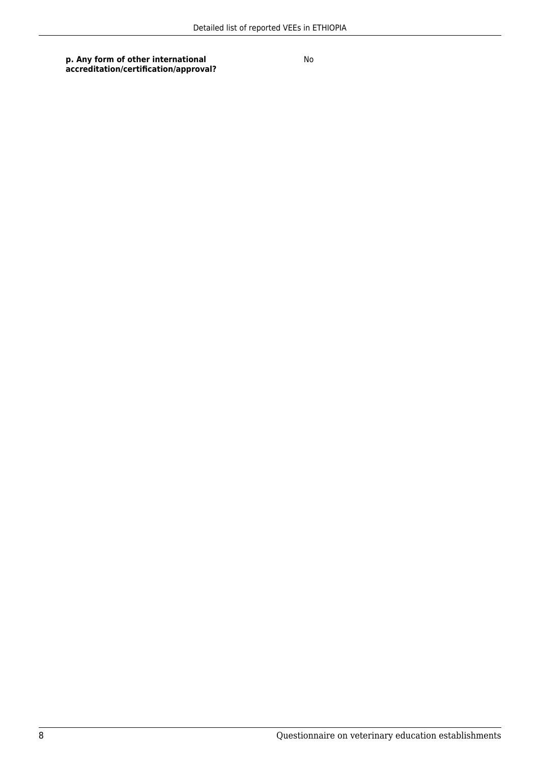| | |
|---|---|
| **p. Any form of other international accreditation/certification/approval?** | No |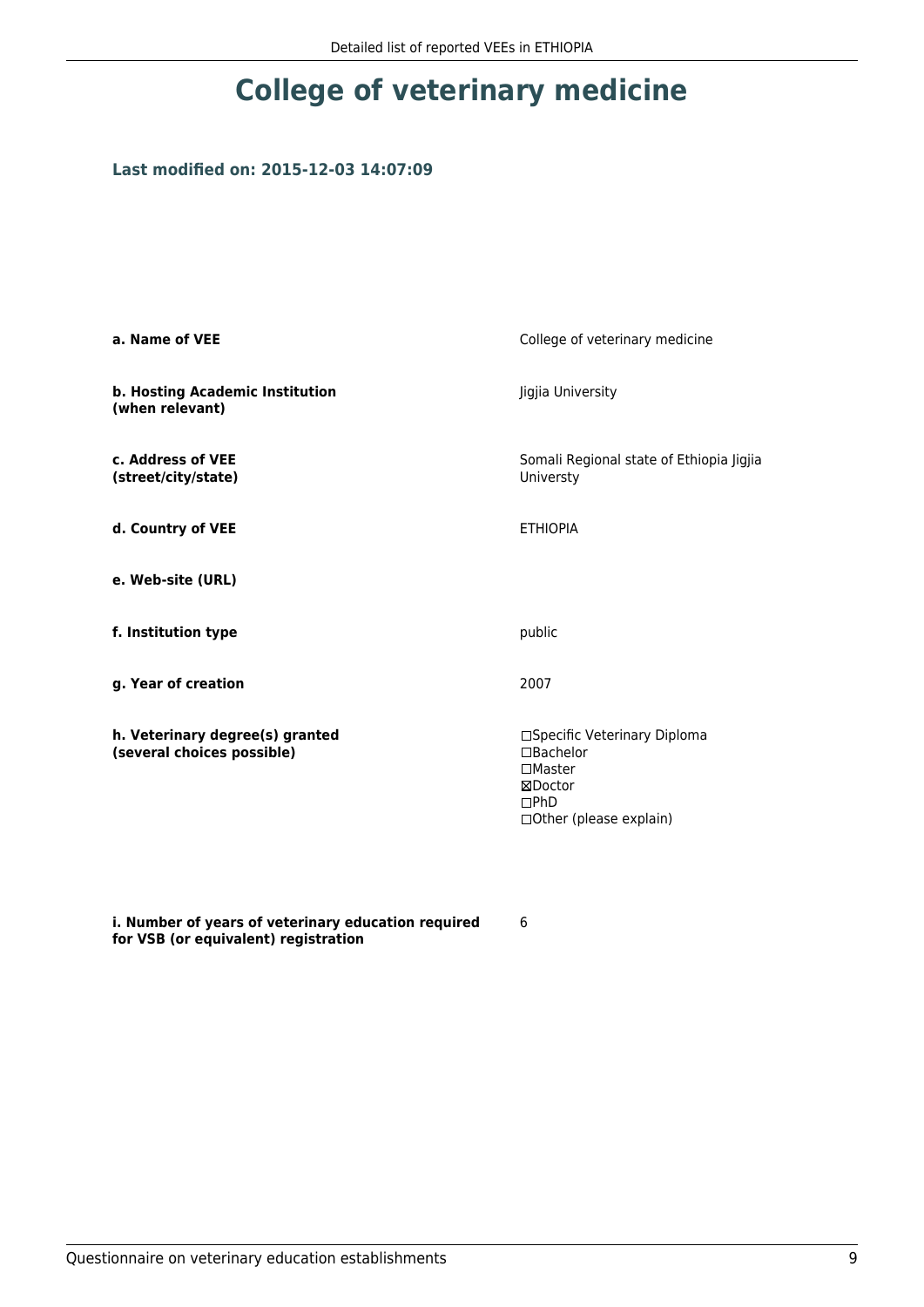# College of veterinary medicine

### Last modified on: 2015-12-03 14:07:09

| | |
|---|---|
| **a. Name of VEE** | College of veterinary medicine |
| **b. Hosting Academic Institution (when relevant)** | Jigjia University |
| **c. Address of VEE (street/city/state)** | Somali Regional state of Ethiopia Jigjia Universty |
| **d. Country of VEE** | ETHIOPIA |
| **e. Web-site (URL)** | |
| **f. Institution type** | public |
| **g. Year of creation** | 2007 |
| **h. Veterinary degree(s) granted (several choices possible)** | ☐Specific Veterinary Diploma<br>☐Bachelor<br>☐Master<br>☒Doctor<br>☐PhD<br>☐Other (please explain) |
| **i. Number of years of veterinary education required for VSB (or equivalent) registration** | 6 |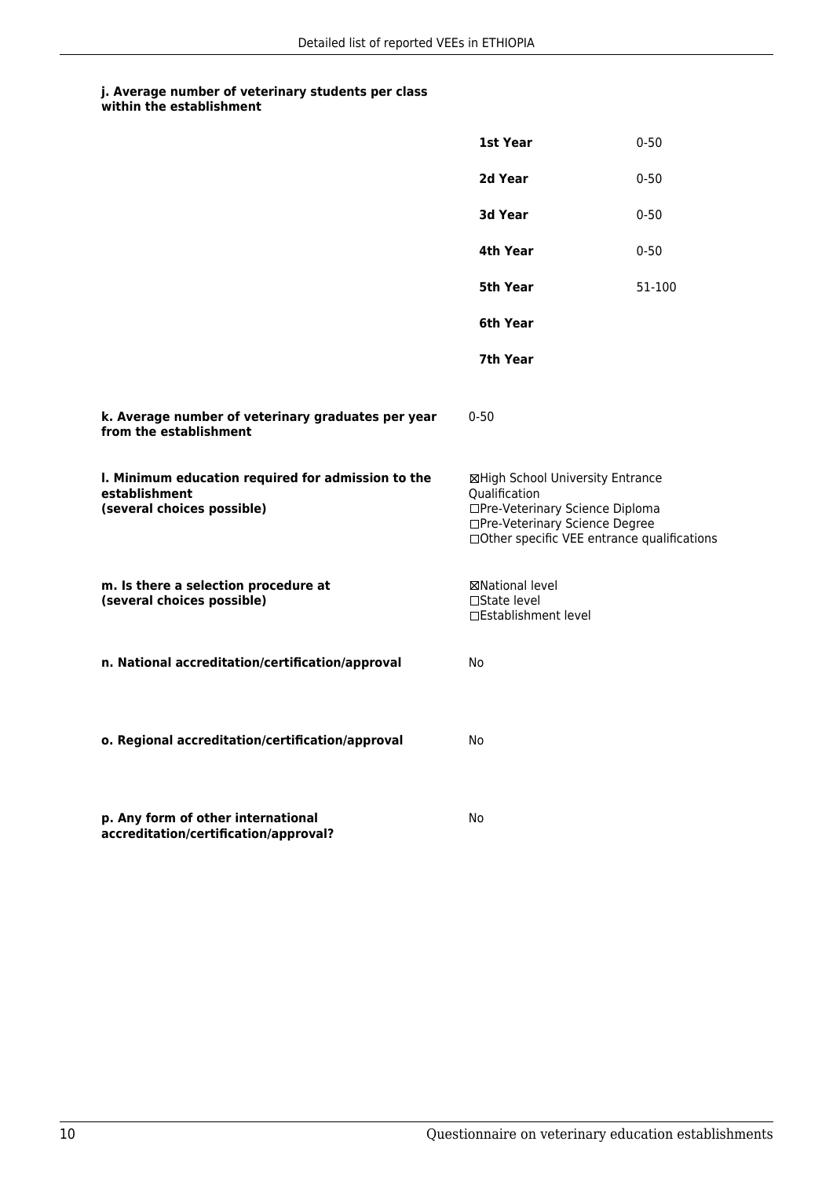**j. Average number of veterinary students per class within the establishment**

| | |
|---|---|
| **1st Year** | 0-50 |
| **2d Year** | 0-50 |
| **3d Year** | 0-50 |
| **4th Year** | 0-50 |
| **5th Year** | 51-100 |
| **6th Year** | |
| **7th Year** | |

**k. Average number of veterinary graduates per year from the establishment**

0-50

**l. Minimum education required for admission to the establishment (several choices possible)**

☒High School University Entrance Qualification
☐Pre-Veterinary Science Diploma
☐Pre-Veterinary Science Degree
☐Other specific VEE entrance qualifications

**m. Is there a selection procedure at (several choices possible)**

☒National level
☐State level
☐Establishment level

**n. National accreditation/certification/approval**

No

**o. Regional accreditation/certification/approval**

No

**p. Any form of other international accreditation/certification/approval?**

No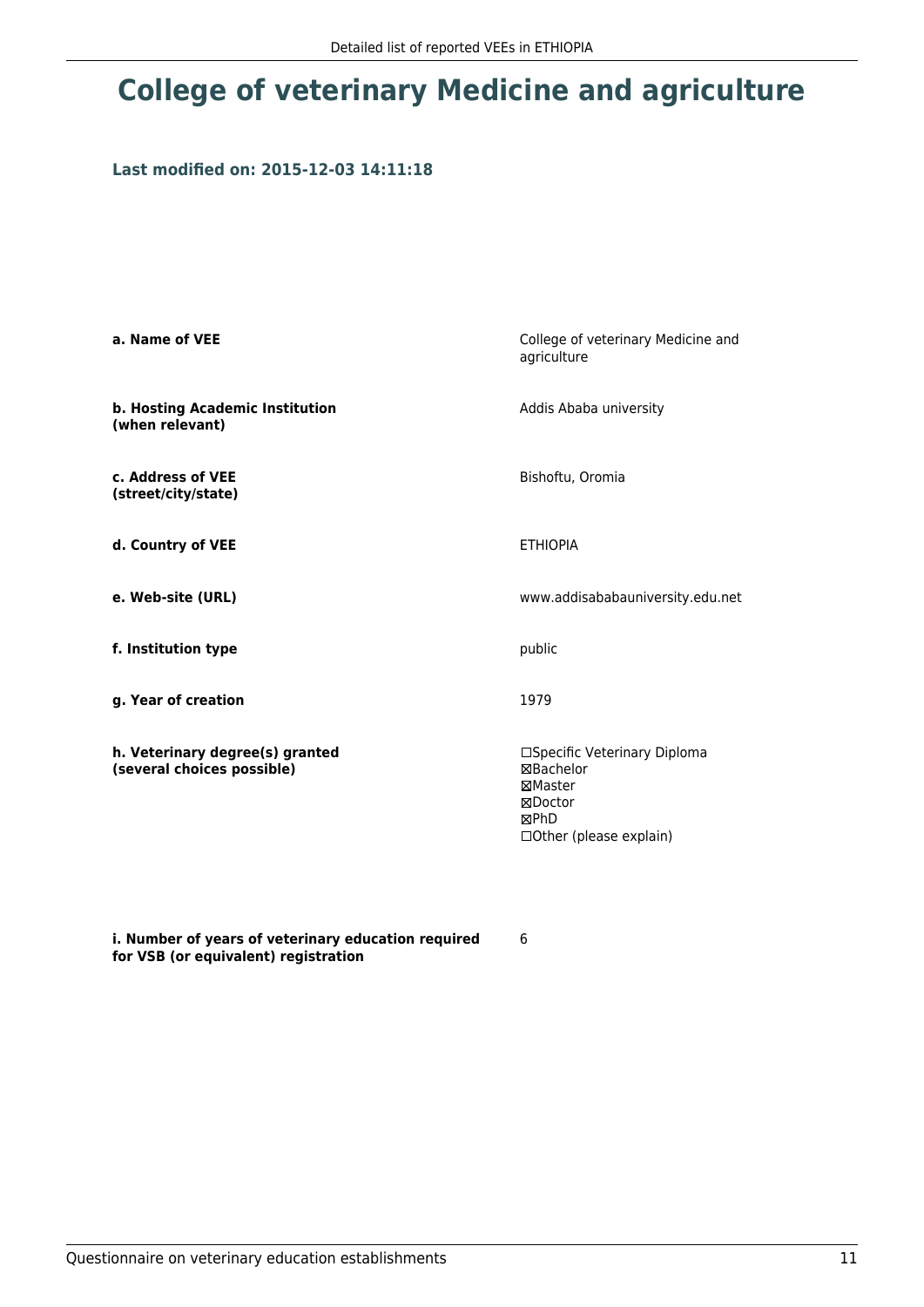# College of veterinary Medicine and agriculture

### Last modified on: 2015-12-03 14:11:18

| | |
|---|---|
| **a. Name of VEE** | College of veterinary Medicine and agriculture |
| **b. Hosting Academic Institution (when relevant)** | Addis Ababa university |
| **c. Address of VEE (street/city/state)** | Bishoftu, Oromia |
| **d. Country of VEE** | ETHIOPIA |
| **e. Web-site (URL)** | www.addisababauniversity.edu.net |
| **f. Institution type** | public |
| **g. Year of creation** | 1979 |
| **h. Veterinary degree(s) granted (several choices possible)** | ☐Specific Veterinary Diploma<br>☒Bachelor<br>☒Master<br>☒Doctor<br>☒PhD<br>☐Other (please explain) |
| **i. Number of years of veterinary education required for VSB (or equivalent) registration** | 6 |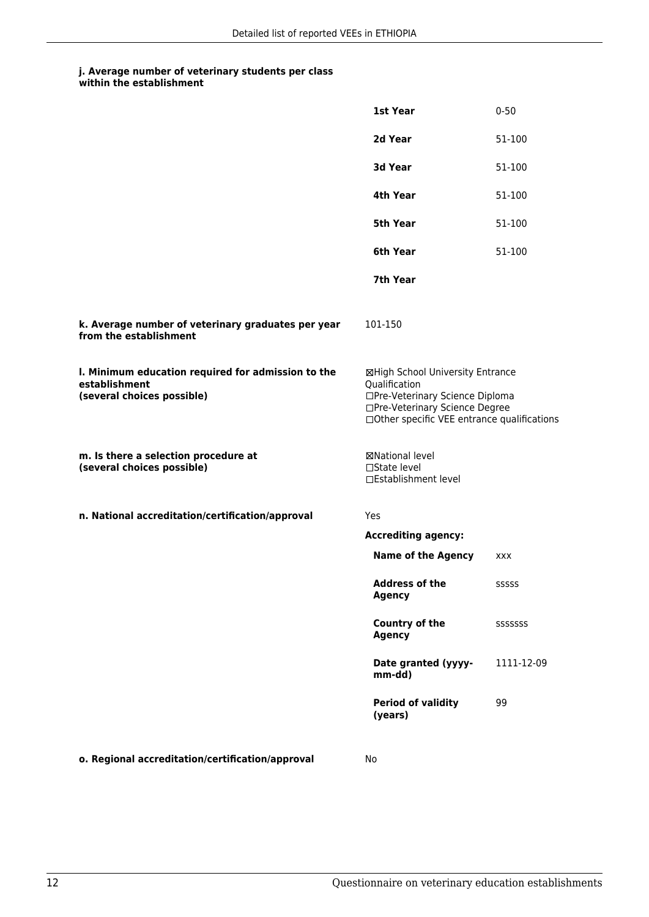**j. Average number of veterinary students per class within the establishment**

| | |
|---|---|
| **1st Year** | 0-50 |
| **2d Year** | 51-100 |
| **3d Year** | 51-100 |
| **4th Year** | 51-100 |
| **5th Year** | 51-100 |
| **6th Year** | 51-100 |
| **7th Year** | |

**k. Average number of veterinary graduates per year from the establishment**

101-150

**l. Minimum education required for admission to the establishment (several choices possible)**

☒High School University Entrance Qualification
☐Pre-Veterinary Science Diploma
☐Pre-Veterinary Science Degree
☐Other specific VEE entrance qualifications

**m. Is there a selection procedure at (several choices possible)**

☒National level
☐State level
☐Establishment level

**n. National accreditation/certification/approval**

Yes

**Accrediting agency:**

| | |
|---|---|
| **Name of the Agency** | xxx |
| **Address of the Agency** | sssss |
| **Country of the Agency** | sssssss |
| **Date granted (yyyy-mm-dd)** | 1111-12-09 |
| **Period of validity (years)** | 99 |

**o. Regional accreditation/certification/approval**

No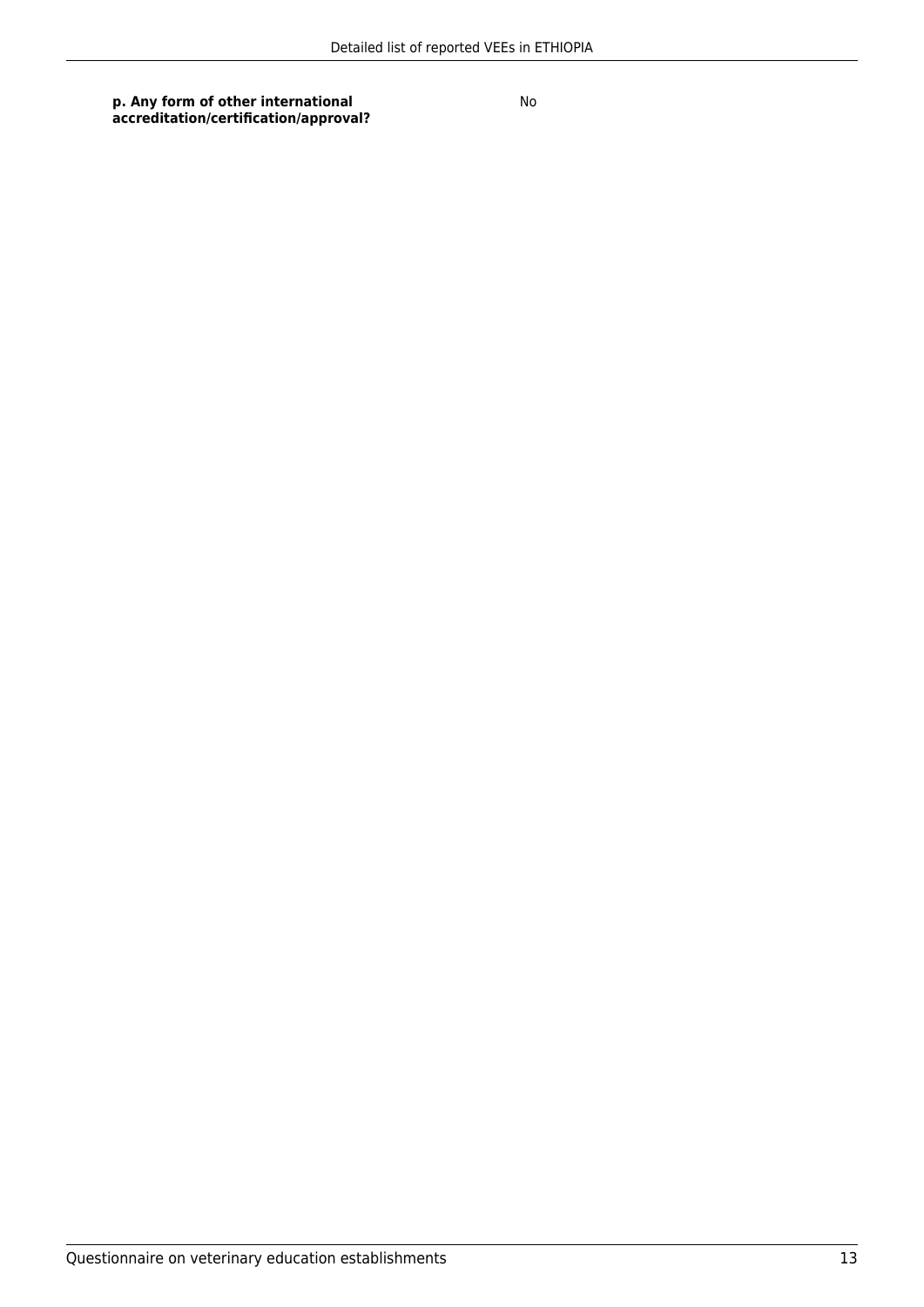**p. Any form of other international accreditation/certification/approval?**

No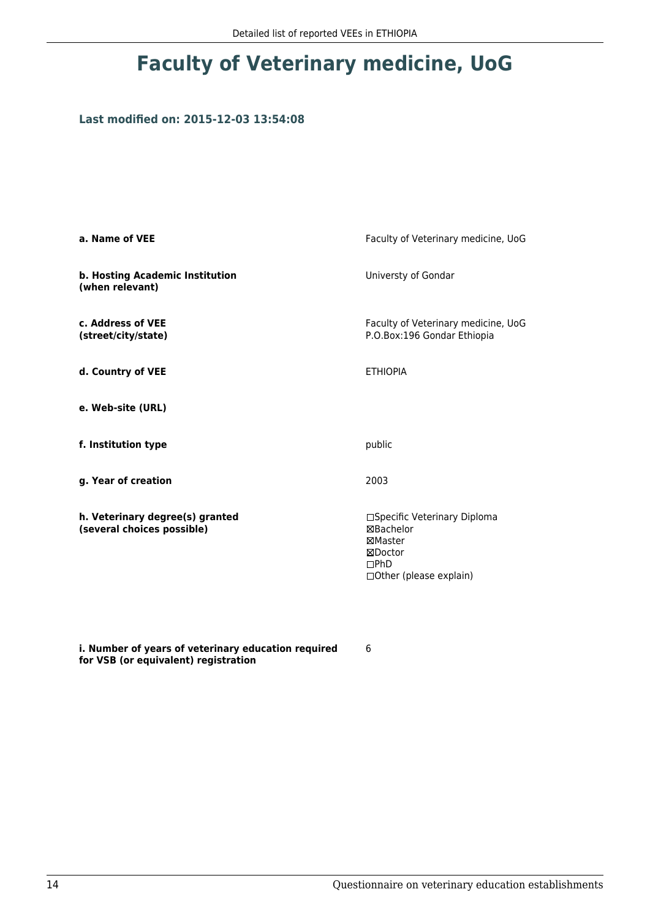# Faculty of Veterinary medicine, UoG

### Last modified on: 2015-12-03 13:54:08

| | |
|---|---|
| **a. Name of VEE** | Faculty of Veterinary medicine, UoG |
| **b. Hosting Academic Institution (when relevant)** | Universty of Gondar |
| **c. Address of VEE (street/city/state)** | Faculty of Veterinary medicine, UoG<br>P.O.Box:196 Gondar Ethiopia |
| **d. Country of VEE** | ETHIOPIA |
| **e. Web-site (URL)** | |
| **f. Institution type** | public |
| **g. Year of creation** | 2003 |
| **h. Veterinary degree(s) granted (several choices possible)** | ☐Specific Veterinary Diploma<br>☒Bachelor<br>☒Master<br>☒Doctor<br>☐PhD<br>☐Other (please explain) |
| **i. Number of years of veterinary education required for VSB (or equivalent) registration** | 6 |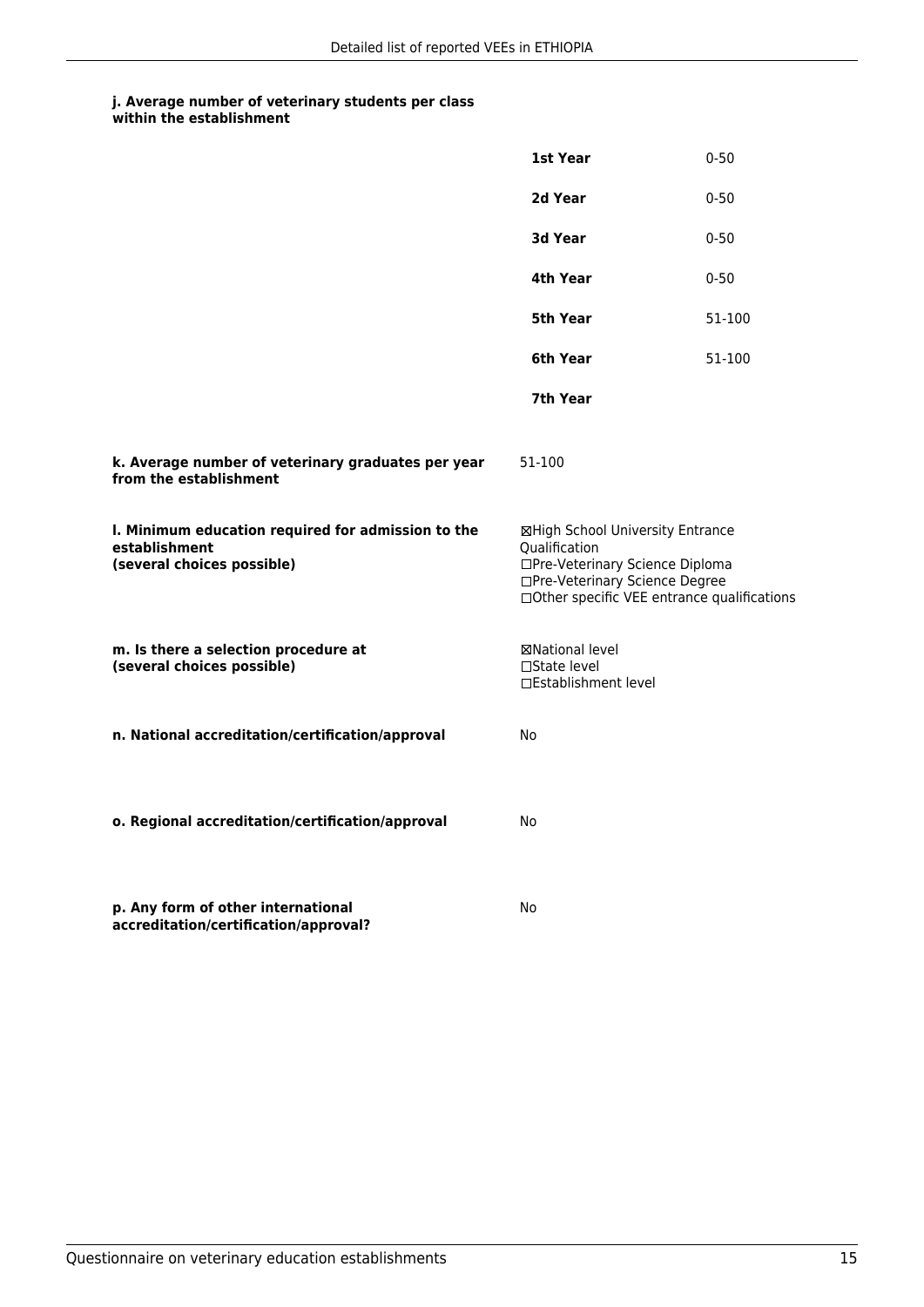**j. Average number of veterinary students per class within the establishment**

| | |
|---|---|
| **1st Year** | 0-50 |
| **2d Year** | 0-50 |
| **3d Year** | 0-50 |
| **4th Year** | 0-50 |
| **5th Year** | 51-100 |
| **6th Year** | 51-100 |
| **7th Year** | |

**k. Average number of veterinary graduates per year from the establishment**

51-100

**l. Minimum education required for admission to the establishment (several choices possible)**

☒High School University Entrance Qualification
☐Pre-Veterinary Science Diploma
☐Pre-Veterinary Science Degree
☐Other specific VEE entrance qualifications

**m. Is there a selection procedure at (several choices possible)**

☒National level
☐State level
☐Establishment level

**n. National accreditation/certification/approval**

No

**o. Regional accreditation/certification/approval**

No

**p. Any form of other international accreditation/certification/approval?**

No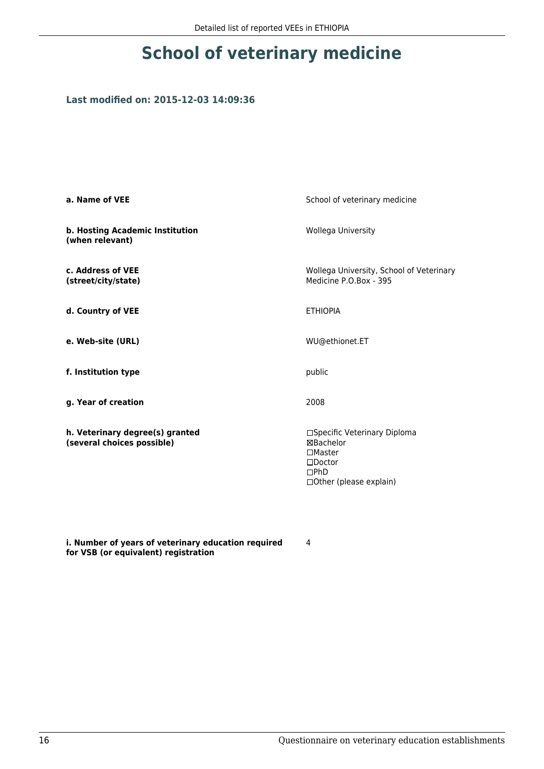# School of veterinary medicine

### Last modified on: 2015-12-03 14:09:36

| | |
|---|---|
| **a. Name of VEE** | School of veterinary medicine |
| **b. Hosting Academic Institution (when relevant)** | Wollega University |
| **c. Address of VEE (street/city/state)** | Wollega University, School of Veterinary Medicine P.O.Box - 395 |
| **d. Country of VEE** | ETHIOPIA |
| **e. Web-site (URL)** | WU@ethionet.ET |
| **f. Institution type** | public |
| **g. Year of creation** | 2008 |
| **h. Veterinary degree(s) granted (several choices possible)** | ☐Specific Veterinary Diploma<br>☒Bachelor<br>☐Master<br>☐Doctor<br>☐PhD<br>☐Other (please explain) |
| **i. Number of years of veterinary education required for VSB (or equivalent) registration** | 4 |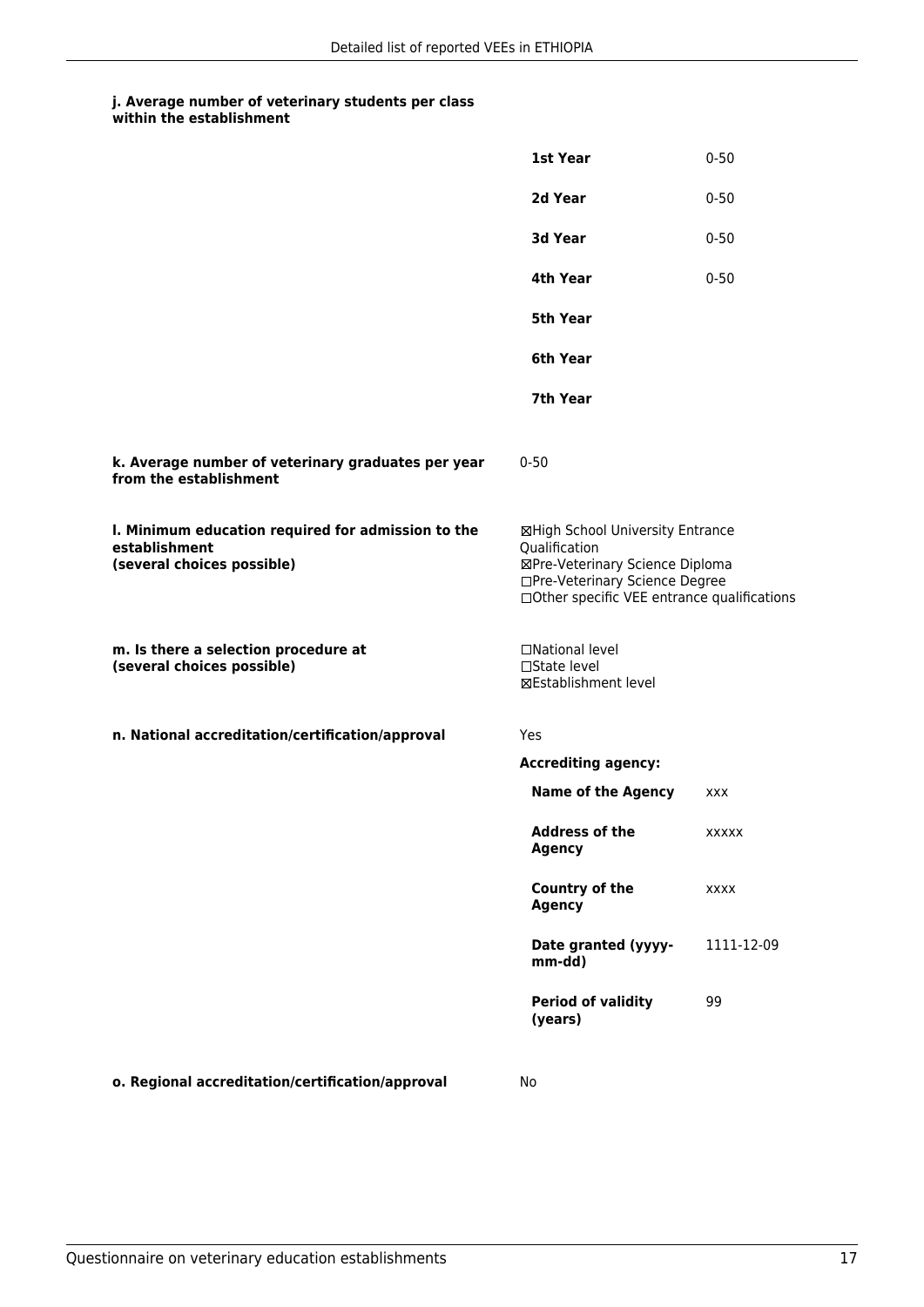**j. Average number of veterinary students per class within the establishment**

| | |
|---|---|
| **1st Year** | 0-50 |
| **2d Year** | 0-50 |
| **3d Year** | 0-50 |
| **4th Year** | 0-50 |
| **5th Year** | |
| **6th Year** | |
| **7th Year** | |

**k. Average number of veterinary graduates per year from the establishment**

0-50

**l. Minimum education required for admission to the establishment (several choices possible)**

☒High School University Entrance Qualification
☒Pre-Veterinary Science Diploma
☐Pre-Veterinary Science Degree
☐Other specific VEE entrance qualifications

**m. Is there a selection procedure at (several choices possible)**

☐National level
☐State level
☒Establishment level

**n. National accreditation/certification/approval**

Yes

**Accrediting agency:**

| | |
|---|---|
| **Name of the Agency** | xxx |
| **Address of the Agency** | xxxxx |
| **Country of the Agency** | xxxx |
| **Date granted (yyyy-mm-dd)** | 1111-12-09 |
| **Period of validity (years)** | 99 |

**o. Regional accreditation/certification/approval**

No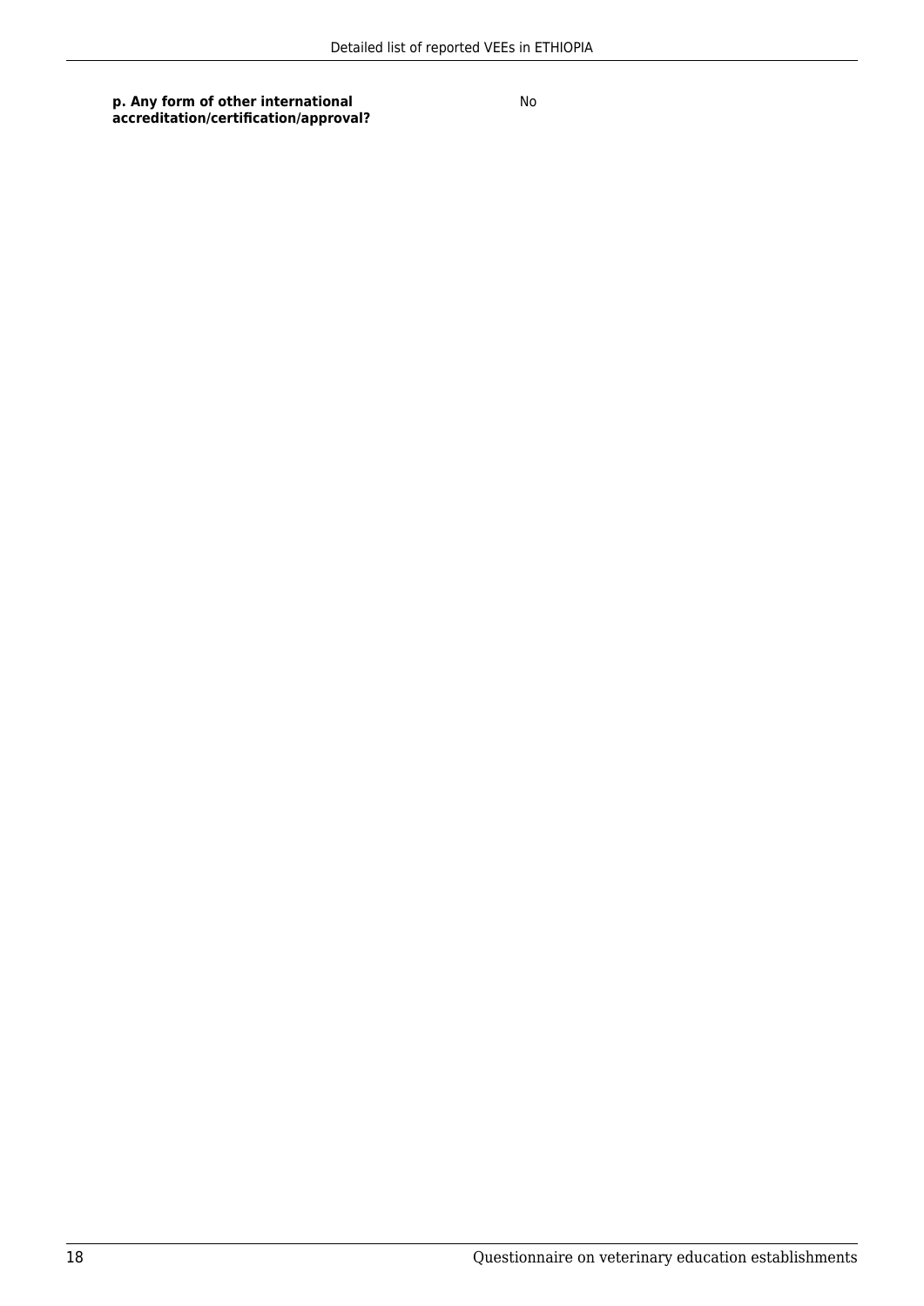| | |
|---|---|
| **p. Any form of other international accreditation/certification/approval?** | No |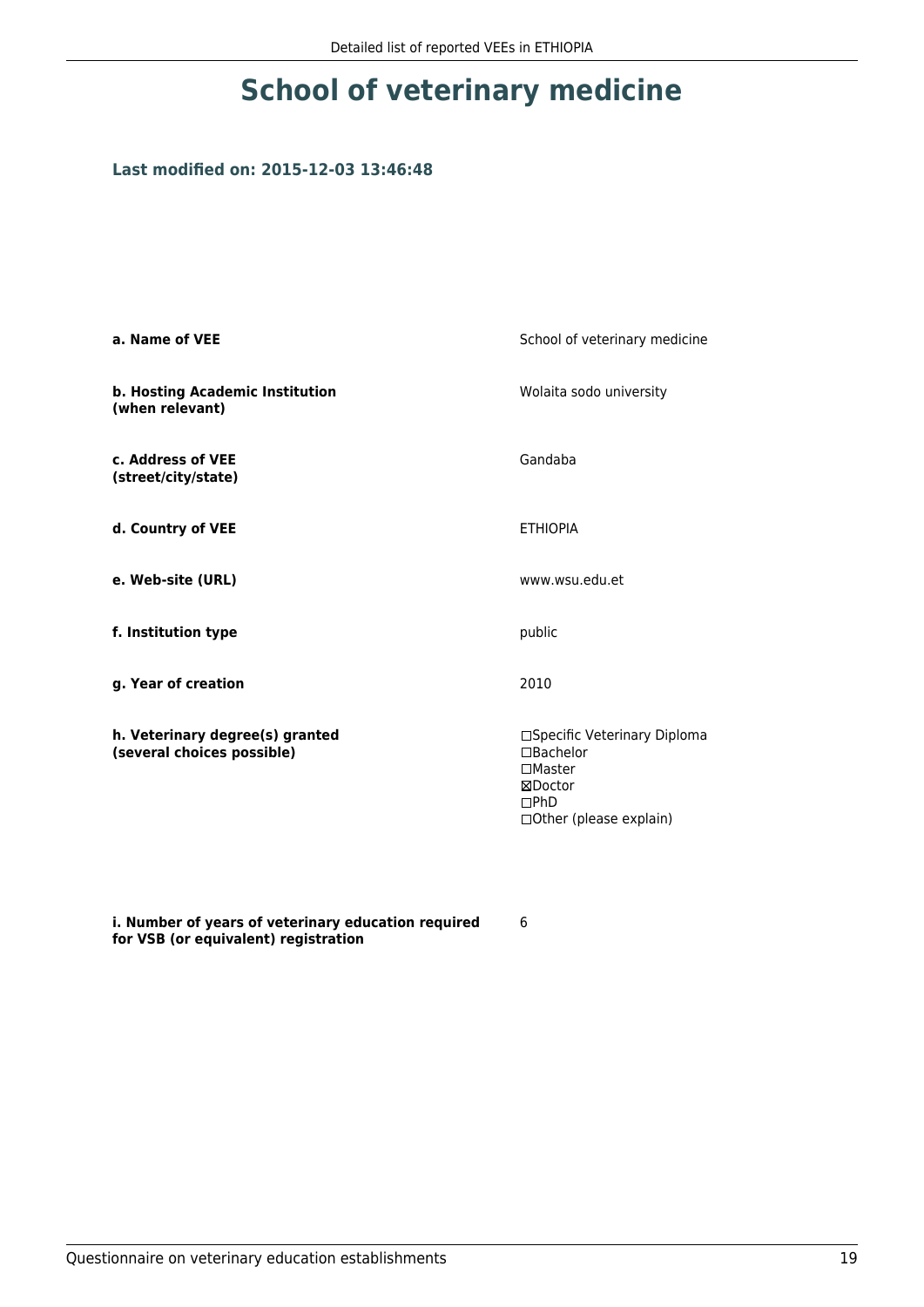# School of veterinary medicine

### Last modified on: 2015-12-03 13:46:48

| | |
|---|---|
| **a. Name of VEE** | School of veterinary medicine |
| **b. Hosting Academic Institution (when relevant)** | Wolaita sodo university |
| **c. Address of VEE (street/city/state)** | Gandaba |
| **d. Country of VEE** | ETHIOPIA |
| **e. Web-site (URL)** | www.wsu.edu.et |
| **f. Institution type** | public |
| **g. Year of creation** | 2010 |
| **h. Veterinary degree(s) granted (several choices possible)** | ☐Specific Veterinary Diploma<br>☐Bachelor<br>☐Master<br>☒Doctor<br>☐PhD<br>☐Other (please explain) |
| **i. Number of years of veterinary education required for VSB (or equivalent) registration** | 6 |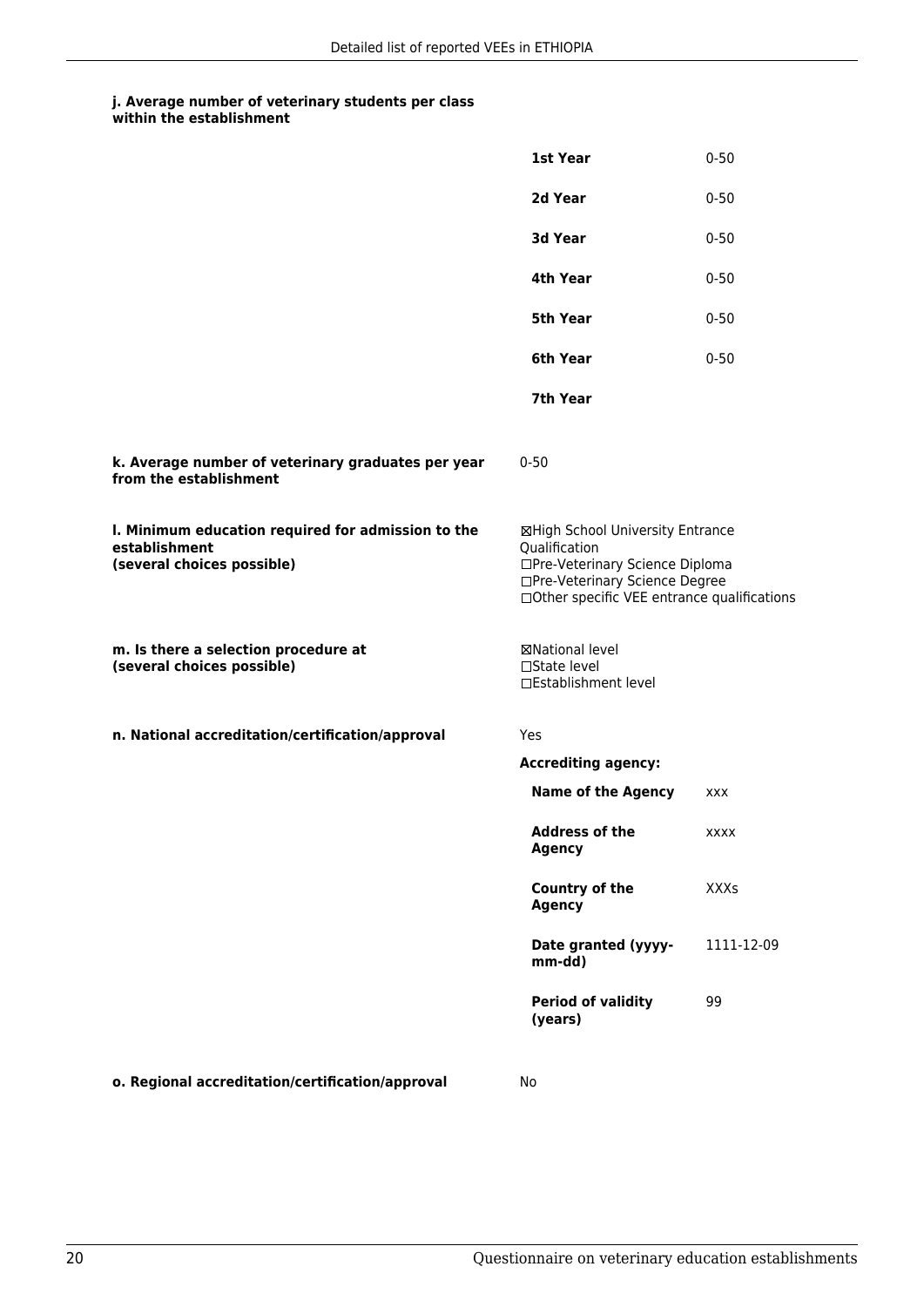**j. Average number of veterinary students per class within the establishment**

| | |
|---|---|
| **1st Year** | 0-50 |
| **2d Year** | 0-50 |
| **3d Year** | 0-50 |
| **4th Year** | 0-50 |
| **5th Year** | 0-50 |
| **6th Year** | 0-50 |
| **7th Year** | |

**k. Average number of veterinary graduates per year from the establishment**

0-50

**l. Minimum education required for admission to the establishment (several choices possible)**

☒High School University Entrance Qualification
☐Pre-Veterinary Science Diploma
☐Pre-Veterinary Science Degree
☐Other specific VEE entrance qualifications

**m. Is there a selection procedure at (several choices possible)**

☒National level
☐State level
☐Establishment level

**n. National accreditation/certification/approval**

Yes

**Accrediting agency:**

| | |
|---|---|
| **Name of the Agency** | xxx |
| **Address of the Agency** | xxxx |
| **Country of the Agency** | XXXs |
| **Date granted (yyyy-mm-dd)** | 1111-12-09 |
| **Period of validity (years)** | 99 |

**o. Regional accreditation/certification/approval**

No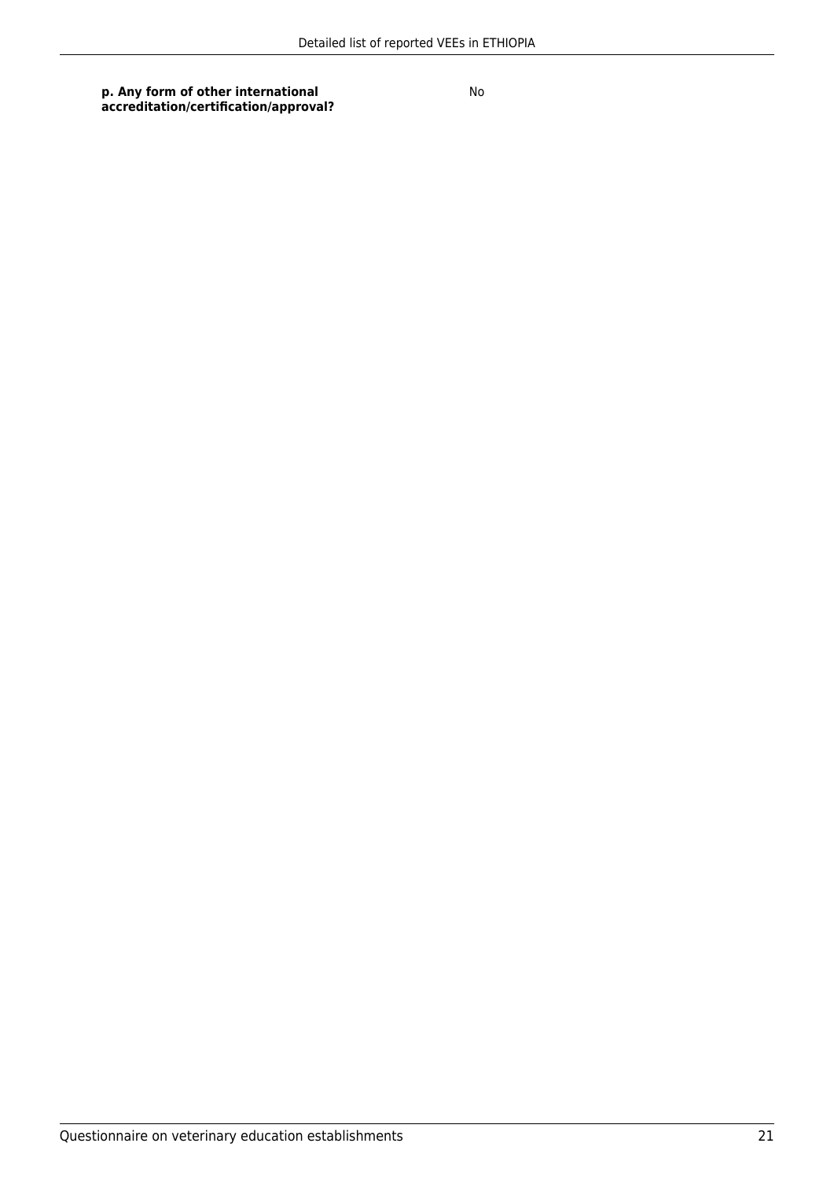| | |
|---|---|
| **p. Any form of other international accreditation/certification/approval?** | No |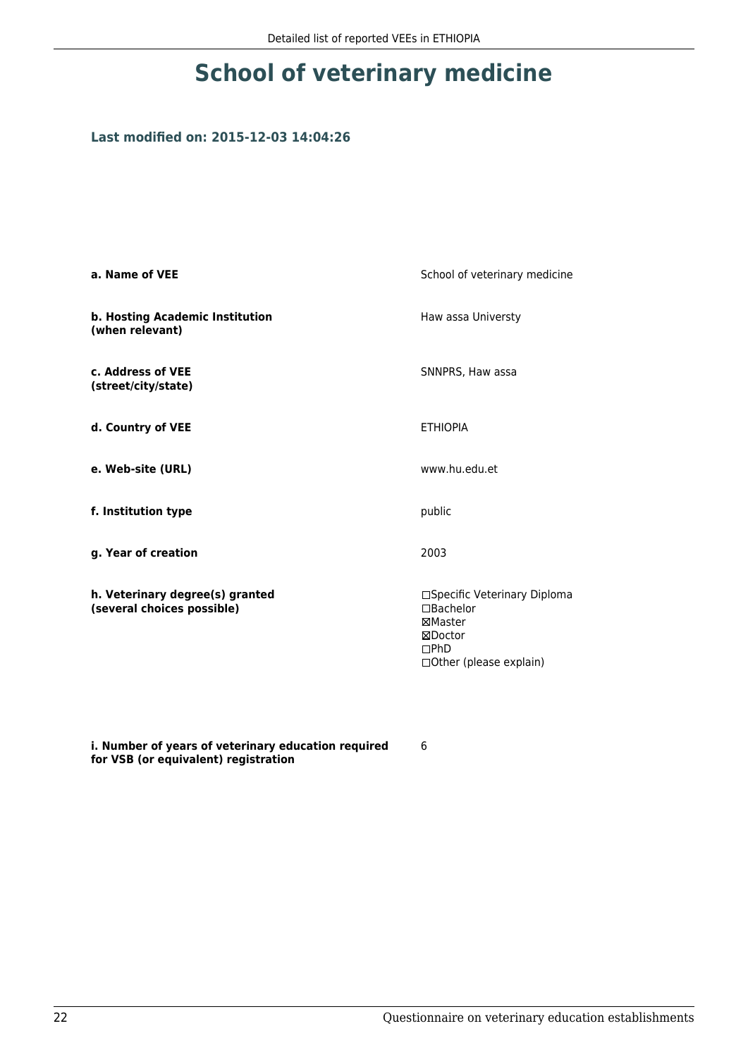# School of veterinary medicine

**Last modified on: 2015-12-03 14:04:26**

| | |
|---|---|
| **a. Name of VEE** | School of veterinary medicine |
| **b. Hosting Academic Institution (when relevant)** | Haw assa Universty |
| **c. Address of VEE (street/city/state)** | SNNPRS, Haw assa |
| **d. Country of VEE** | ETHIOPIA |
| **e. Web-site (URL)** | www.hu.edu.et |
| **f. Institution type** | public |
| **g. Year of creation** | 2003 |
| **h. Veterinary degree(s) granted (several choices possible)** | ☐Specific Veterinary Diploma<br>☐Bachelor<br>☒Master<br>☒Doctor<br>☐PhD<br>☐Other (please explain) |
| **i. Number of years of veterinary education required for VSB (or equivalent) registration** | 6 |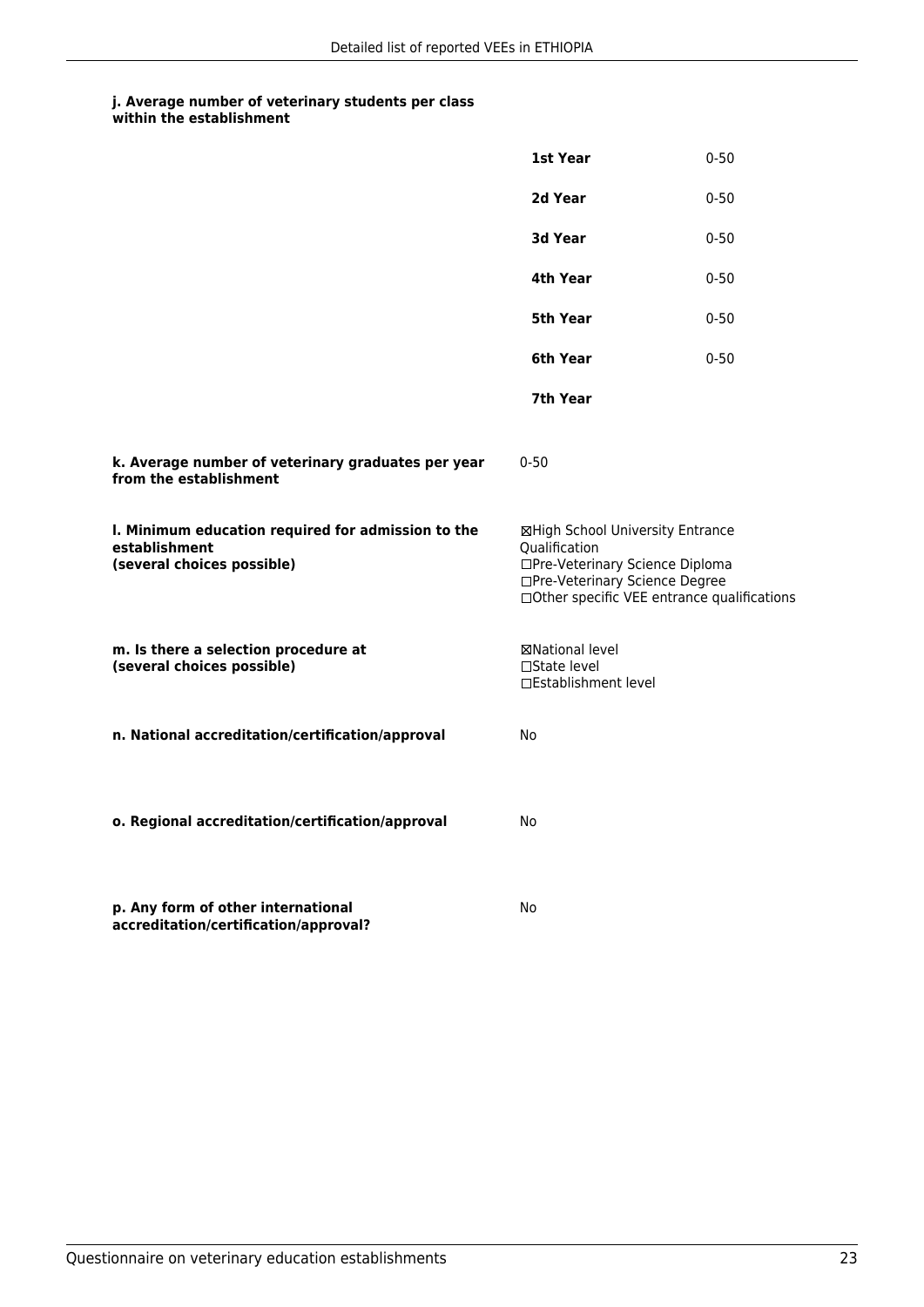**j. Average number of veterinary students per class within the establishment**

| | |
|---|---|
| **1st Year** | 0-50 |
| **2d Year** | 0-50 |
| **3d Year** | 0-50 |
| **4th Year** | 0-50 |
| **5th Year** | 0-50 |
| **6th Year** | 0-50 |
| **7th Year** | |

**k. Average number of veterinary graduates per year from the establishment**

0-50

**l. Minimum education required for admission to the establishment (several choices possible)**

☒High School University Entrance Qualification
☐Pre-Veterinary Science Diploma
☐Pre-Veterinary Science Degree
☐Other specific VEE entrance qualifications

**m. Is there a selection procedure at (several choices possible)**

☒National level
☐State level
☐Establishment level

**n. National accreditation/certification/approval**

No

**o. Regional accreditation/certification/approval**

No

**p. Any form of other international accreditation/certification/approval?**

No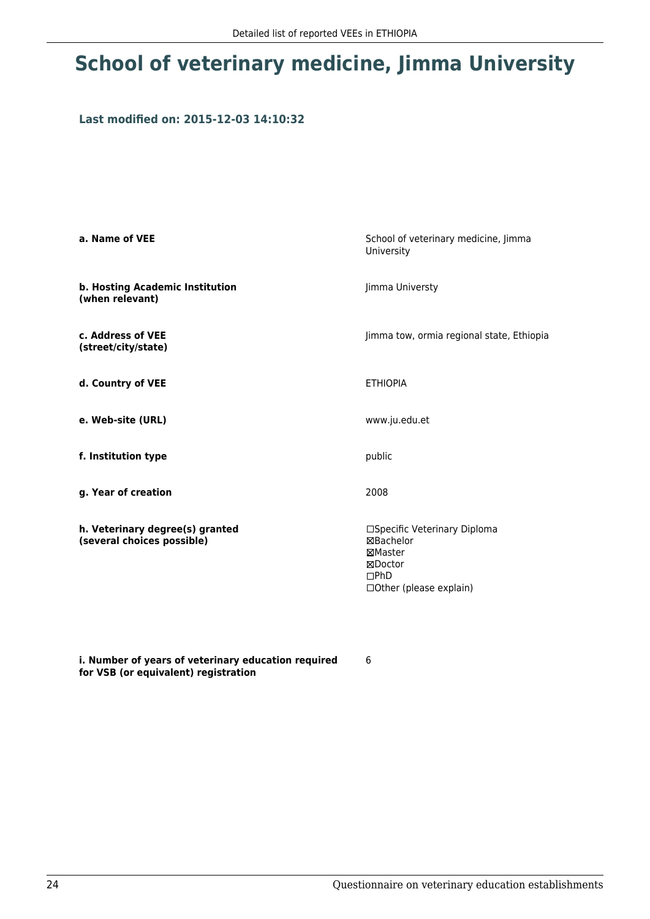# School of veterinary medicine, Jimma University

### Last modified on: 2015-12-03 14:10:32

| | |
|---|---|
| **a. Name of VEE** | School of veterinary medicine, Jimma University |
| **b. Hosting Academic Institution (when relevant)** | Jimma Universty |
| **c. Address of VEE (street/city/state)** | Jimma tow, ormia regional state, Ethiopia |
| **d. Country of VEE** | ETHIOPIA |
| **e. Web-site (URL)** | www.ju.edu.et |
| **f. Institution type** | public |
| **g. Year of creation** | 2008 |
| **h. Veterinary degree(s) granted (several choices possible)** | ☐Specific Veterinary Diploma<br>☒Bachelor<br>☒Master<br>☒Doctor<br>☐PhD<br>☐Other (please explain) |
| **i. Number of years of veterinary education required for VSB (or equivalent) registration** | 6 |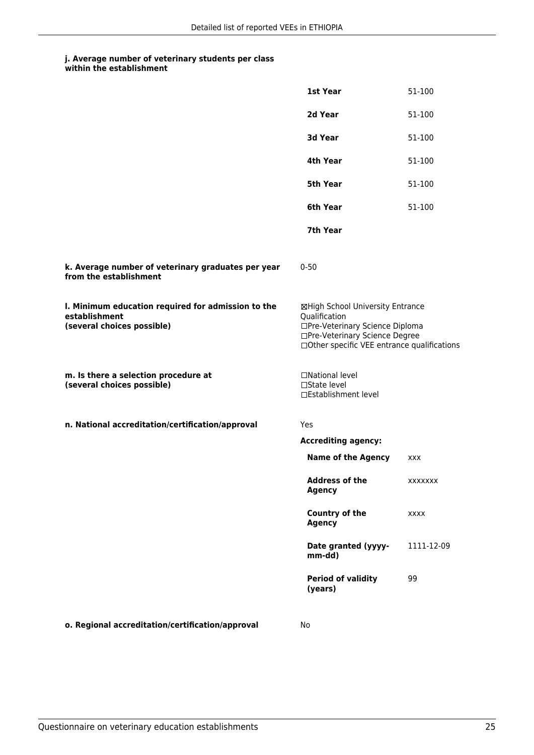**j. Average number of veterinary students per class within the establishment**

| | |
|---|---|
| **1st Year** | 51-100 |
| **2d Year** | 51-100 |
| **3d Year** | 51-100 |
| **4th Year** | 51-100 |
| **5th Year** | 51-100 |
| **6th Year** | 51-100 |
| **7th Year** | |

**k. Average number of veterinary graduates per year from the establishment**

0-50

**l. Minimum education required for admission to the establishment (several choices possible)**

☒High School University Entrance Qualification
☐Pre-Veterinary Science Diploma
☐Pre-Veterinary Science Degree
☐Other specific VEE entrance qualifications

**m. Is there a selection procedure at (several choices possible)**

☐National level
☐State level
☐Establishment level

**n. National accreditation/certification/approval**

Yes

**Accrediting agency:**

| | |
|---|---|
| **Name of the Agency** | xxx |
| **Address of the Agency** | xxxxxxx |
| **Country of the Agency** | xxxx |
| **Date granted (yyyy-mm-dd)** | 1111-12-09 |
| **Period of validity (years)** | 99 |

**o. Regional accreditation/certification/approval**

No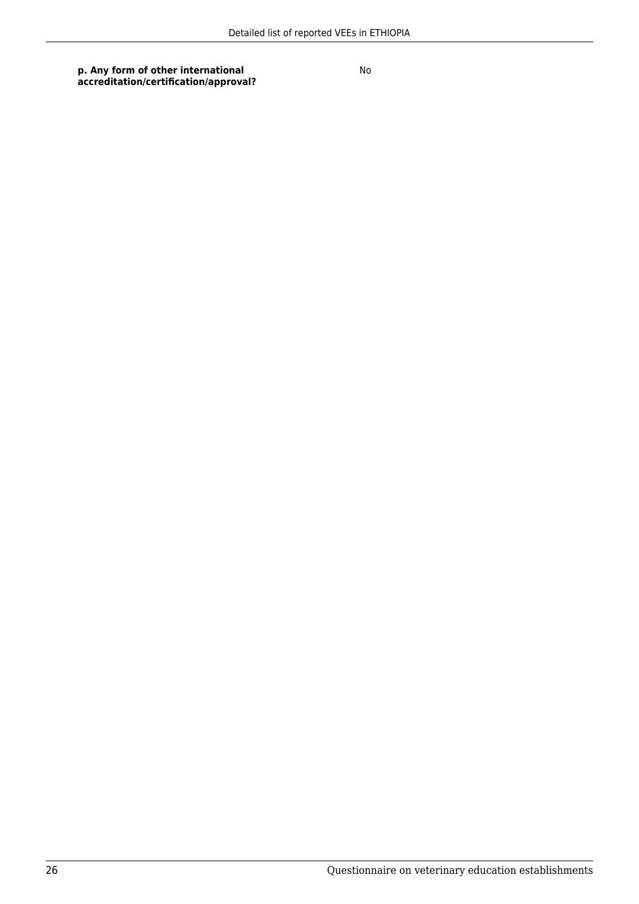| | |
|---|---|
| **p. Any form of other international accreditation/certification/approval?** | No |